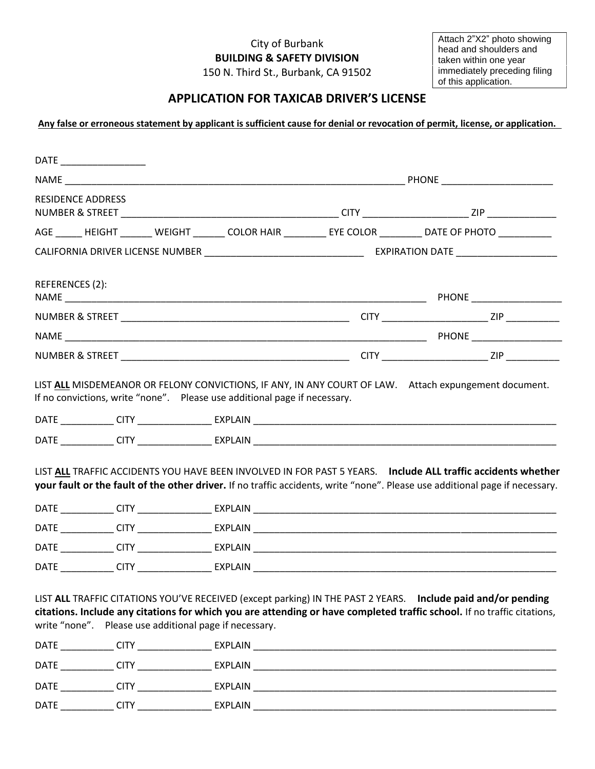City of Burbank
**BUILDING & SAFETY DIVISION**
150 N. Third St., Burbank, CA 91502

Attach 2"X2" photo showing head and shoulders and taken within one year immediately preceding filing of this application.

## APPLICATION FOR TAXICAB DRIVER'S LICENSE

**Any false or erroneous statement by applicant is sufficient cause for denial or revocation of permit, license, or application.**

DATE ________________

NAME _________________________________________________________________ PHONE _____________________

RESIDENCE ADDRESS
NUMBER & STREET __________________________________________ CITY ____________________ ZIP _____________

AGE _____ HEIGHT ______ WEIGHT ______ COLOR HAIR ________ EYE COLOR ________ DATE OF PHOTO __________

CALIFORNIA DRIVER LICENSE NUMBER ______________________________ EXPIRATION DATE ___________________

REFERENCES (2):
NAME ______________________________________________________________________ PHONE _________________

NUMBER & STREET ____________________________________________ CITY ____________________ ZIP __________

NAME ______________________________________________________________________ PHONE _________________

NUMBER & STREET ____________________________________________ CITY ____________________ ZIP __________

LIST **ALL** MISDEMEANOR OR FELONY CONVICTIONS, IF ANY, IN ANY COURT OF LAW. Attach expungement document. If no convictions, write "none". Please use additional page if necessary.

DATE __________ CITY ______________ EXPLAIN ____________________________________________________________

DATE __________ CITY ______________ EXPLAIN ____________________________________________________________

LIST **ALL** TRAFFIC ACCIDENTS YOU HAVE BEEN INVOLVED IN FOR PAST 5 YEARS. **Include ALL traffic accidents whether your fault or the fault of the other driver.** If no traffic accidents, write "none". Please use additional page if necessary.

DATE __________ CITY ______________ EXPLAIN ____________________________________________________________

DATE __________ CITY ______________ EXPLAIN ____________________________________________________________

DATE __________ CITY ______________ EXPLAIN ____________________________________________________________

DATE __________ CITY ______________ EXPLAIN ____________________________________________________________

LIST **ALL** TRAFFIC CITATIONS YOU'VE RECEIVED (except parking) IN THE PAST 2 YEARS. **Include paid and/or pending citations. Include any citations for which you are attending or have completed traffic school.** If no traffic citations, write "none". Please use additional page if necessary.

DATE __________ CITY ______________ EXPLAIN ____________________________________________________________

DATE __________ CITY ______________ EXPLAIN ____________________________________________________________

DATE __________ CITY ______________ EXPLAIN ____________________________________________________________

DATE __________ CITY ______________ EXPLAIN ____________________________________________________________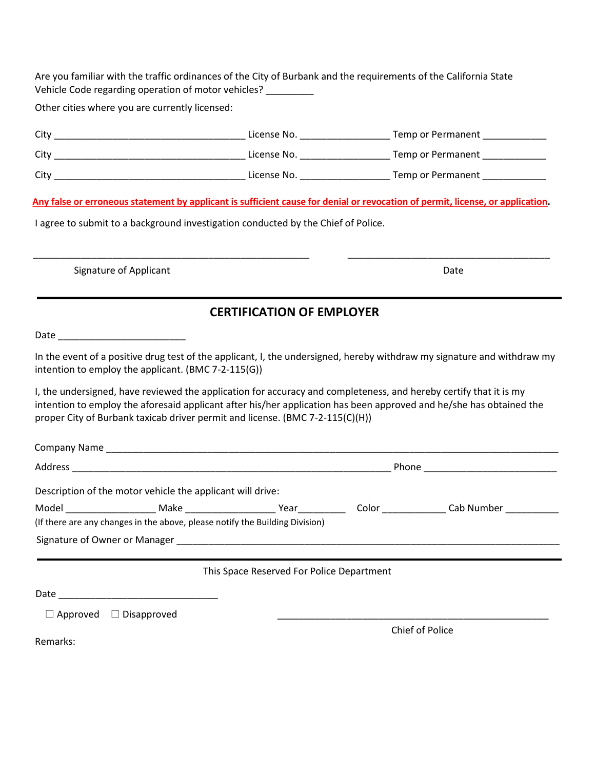Are you familiar with the traffic ordinances of the City of Burbank and the requirements of the California State Vehicle Code regarding operation of motor vehicles? _________

Other cities where you are currently licensed:

City ___________________________________ License No. ________________ Temp or Permanent ___________

City ___________________________________ License No. ________________ Temp or Permanent ___________

City ___________________________________ License No. ________________ Temp or Permanent ___________

**Any false or erroneous statement by applicant is sufficient cause for denial or revocation of permit, license, or application.**

I agree to submit to a background investigation conducted by the Chief of Police.

_____________________________________________________ ______________________________________

Signature of Applicant Date

## CERTIFICATION OF EMPLOYER

Date _______________________

In the event of a positive drug test of the applicant, I, the undersigned, hereby withdraw my signature and withdraw my intention to employ the applicant. (BMC 7-2-115(G))

I, the undersigned, have reviewed the application for accuracy and completeness, and hereby certify that it is my intention to employ the aforesaid applicant after his/her application has been approved and he/she has obtained the proper City of Burbank taxicab driver permit and license. (BMC 7-2-115(C)(H))

Company Name ____________________________________________________________________________________

Address ______________________________________________________________ Phone _________________________

Description of the motor vehicle the applicant will drive:

Model ________________ Make ________________ Year_________ Color ____________ Cab Number __________

(If there are any changes in the above, please notify the Building Division)

Signature of Owner or Manager __________________________________________________________________________

This Space Reserved For Police Department

Date _____________________________

☐ Approved ☐ Disapproved

_____________________________________________________

Chief of Police

Remarks: